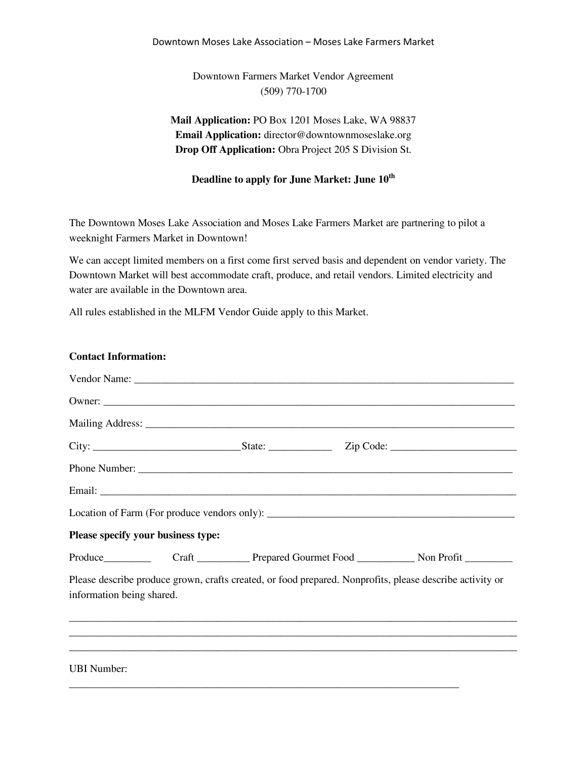Downtown Moses Lake Association – Moses Lake Farmers Market

# Downtown Farmers Market Vendor Agreement

(509) 770-1700

**Mail Application:** PO Box 1201 Moses Lake, WA 98837
**Email Application:** director@downtownmoseslake.org
**Drop Off Application:** Obra Project 205 S Division St.

**Deadline to apply for June Market: June 10th**

The Downtown Moses Lake Association and Moses Lake Farmers Market are partnering to pilot a weeknight Farmers Market in Downtown!

We can accept limited members on a first come first served basis and dependent on vendor variety. The Downtown Market will best accommodate craft, produce, and retail vendors. Limited electricity and water are available in the Downtown area.

All rules established in the MLFM Vendor Guide apply to this Market.

**Contact Information:**

Vendor Name: ___________________________________________________________________________

Owner: ________________________________________________________________________________

Mailing Address: ________________________________________________________________________

City: ___________________________State: ____________ Zip Code: ________________________

Phone Number: _________________________________________________________________________

Email: _________________________________________________________________________________

Location of Farm (For produce vendors only): _______________________________________________

**Please specify your business type:**

Produce_________ Craft __________ Prepared Gourmet Food ___________ Non Profit _________

Please describe produce grown, crafts created, or food prepared. Nonprofits, please describe activity or information being shared.

______________________________________________________________________________________
______________________________________________________________________________________
______________________________________________________________________________________

UBI Number:

_____________________________________________________________________________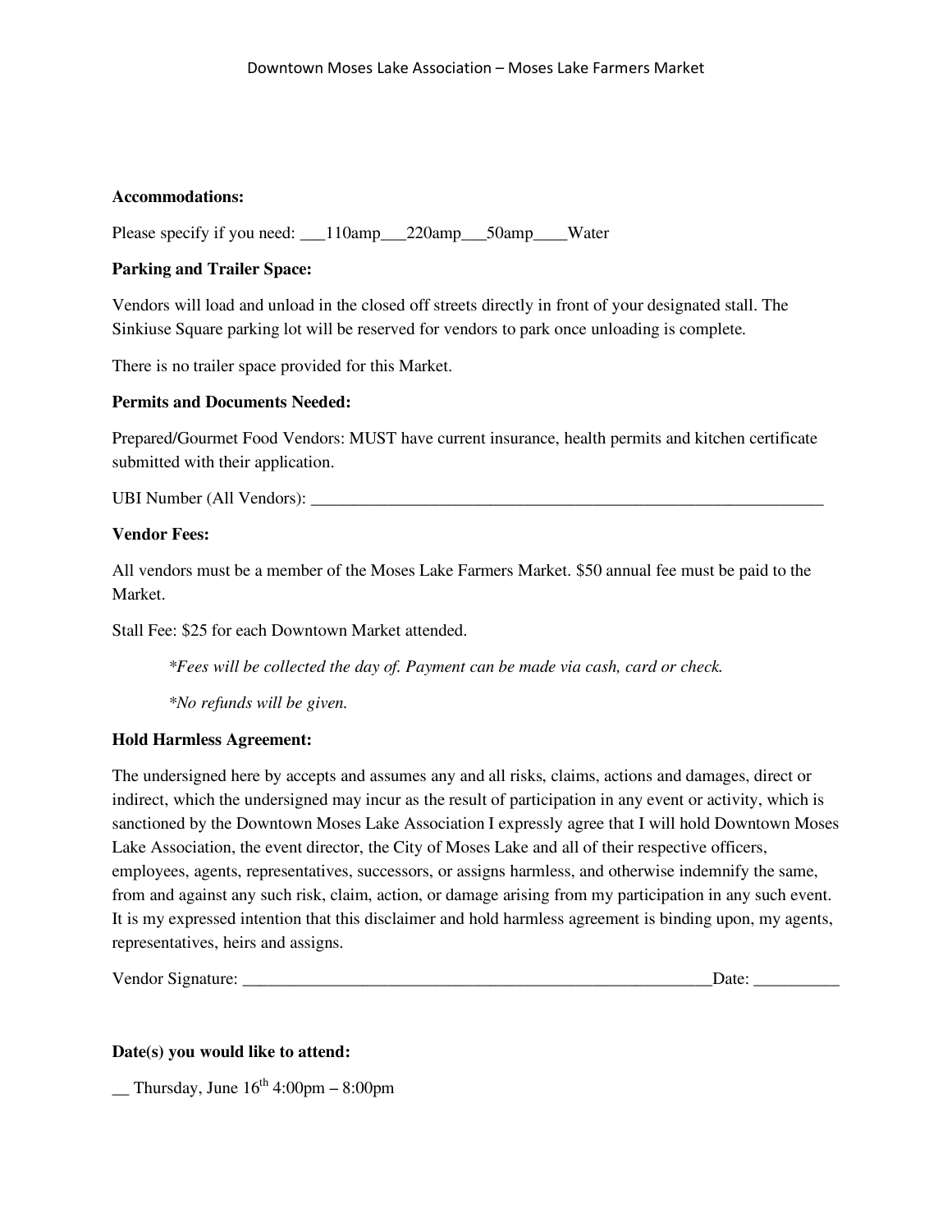**Accommodations:**

Please specify if you need: ___110amp___220amp___50amp____Water

**Parking and Trailer Space:**

Vendors will load and unload in the closed off streets directly in front of your designated stall. The Sinkiuse Square parking lot will be reserved for vendors to park once unloading is complete.

There is no trailer space provided for this Market.

**Permits and Documents Needed:**

Prepared/Gourmet Food Vendors: MUST have current insurance, health permits and kitchen certificate submitted with their application.

UBI Number (All Vendors): _______________________________________________________________

**Vendor Fees:**

All vendors must be a member of the Moses Lake Farmers Market. $50 annual fee must be paid to the Market.

Stall Fee: $25 for each Downtown Market attended.

*\*Fees will be collected the day of. Payment can be made via cash, card or check.*

*\*No refunds will be given.*

**Hold Harmless Agreement:**

The undersigned here by accepts and assumes any and all risks, claims, actions and damages, direct or indirect, which the undersigned may incur as the result of participation in any event or activity, which is sanctioned by the Downtown Moses Lake Association I expressly agree that I will hold Downtown Moses Lake Association, the event director, the City of Moses Lake and all of their respective officers, employees, agents, representatives, successors, or assigns harmless, and otherwise indemnify the same, from and against any such risk, claim, action, or damage arising from my participation in any such event. It is my expressed intention that this disclaimer and hold harmless agreement is binding upon, my agents, representatives, heirs and assigns.

Vendor Signature: _________________________________________________________Date: __________

**Date(s) you would like to attend:**

__ Thursday, June 16th 4:00pm – 8:00pm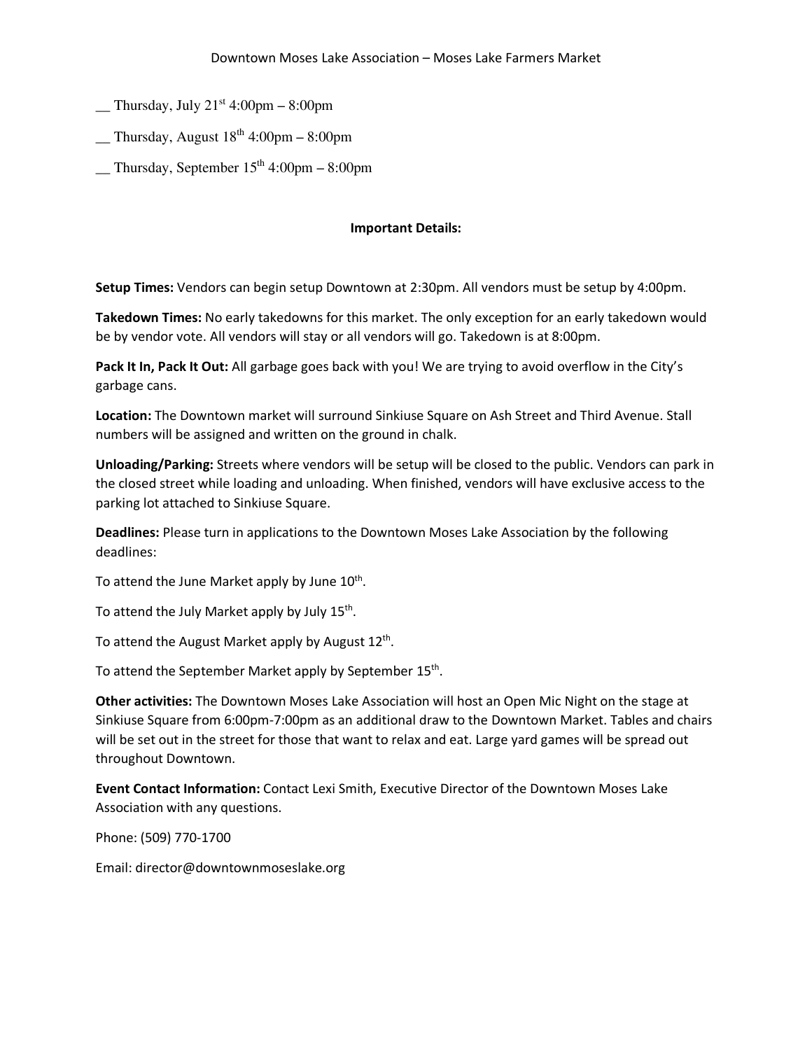__ Thursday, July 21st 4:00pm – 8:00pm

__ Thursday, August 18th 4:00pm – 8:00pm

__ Thursday, September 15th 4:00pm – 8:00pm

**Important Details:**

**Setup Times:** Vendors can begin setup Downtown at 2:30pm. All vendors must be setup by 4:00pm.

**Takedown Times:** No early takedowns for this market. The only exception for an early takedown would be by vendor vote. All vendors will stay or all vendors will go. Takedown is at 8:00pm.

**Pack It In, Pack It Out:** All garbage goes back with you! We are trying to avoid overflow in the City's garbage cans.

**Location:** The Downtown market will surround Sinkiuse Square on Ash Street and Third Avenue. Stall numbers will be assigned and written on the ground in chalk.

**Unloading/Parking:** Streets where vendors will be setup will be closed to the public. Vendors can park in the closed street while loading and unloading. When finished, vendors will have exclusive access to the parking lot attached to Sinkiuse Square.

**Deadlines:** Please turn in applications to the Downtown Moses Lake Association by the following deadlines:

To attend the June Market apply by June 10th.

To attend the July Market apply by July 15th.

To attend the August Market apply by August 12th.

To attend the September Market apply by September 15th.

**Other activities:** The Downtown Moses Lake Association will host an Open Mic Night on the stage at Sinkiuse Square from 6:00pm-7:00pm as an additional draw to the Downtown Market. Tables and chairs will be set out in the street for those that want to relax and eat. Large yard games will be spread out throughout Downtown.

**Event Contact Information:** Contact Lexi Smith, Executive Director of the Downtown Moses Lake Association with any questions.

Phone: (509) 770-1700

Email: director@downtownmoseslake.org